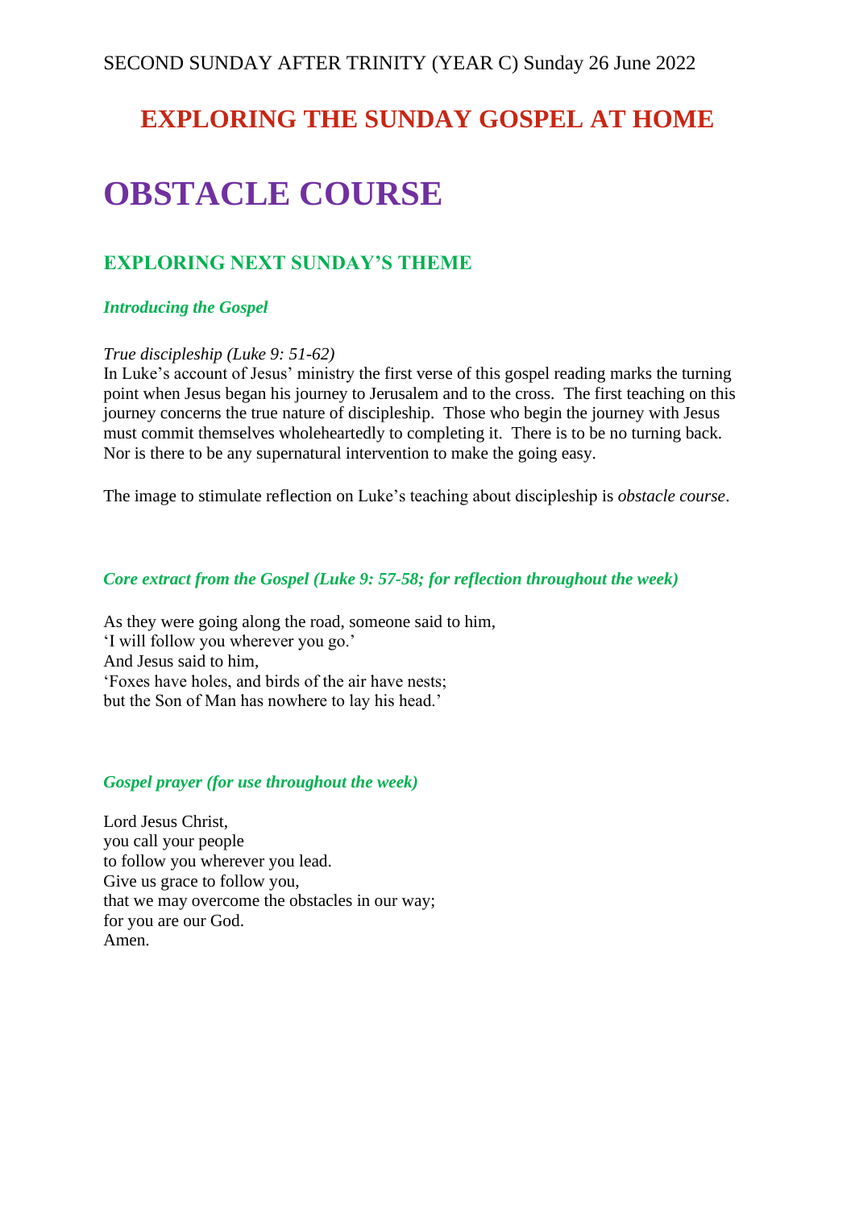SECOND SUNDAY AFTER TRINITY (YEAR C) Sunday 26 June 2022

## EXPLORING THE SUNDAY GOSPEL AT HOME

# OBSTACLE COURSE

## EXPLORING NEXT SUNDAY'S THEME

### *Introducing the Gospel*

*True discipleship (Luke 9: 51-62)*
In Luke's account of Jesus' ministry the first verse of this gospel reading marks the turning point when Jesus began his journey to Jerusalem and to the cross. The first teaching on this journey concerns the true nature of discipleship. Those who begin the journey with Jesus must commit themselves wholeheartedly to completing it. There is to be no turning back. Nor is there to be any supernatural intervention to make the going easy.

The image to stimulate reflection on Luke's teaching about discipleship is *obstacle course*.

### *Core extract from the Gospel (Luke 9: 57-58; for reflection throughout the week)*

As they were going along the road, someone said to him,
'I will follow you wherever you go.'
And Jesus said to him,
'Foxes have holes, and birds of the air have nests;
but the Son of Man has nowhere to lay his head.'

### *Gospel prayer (for use throughout the week)*

Lord Jesus Christ,
you call your people
to follow you wherever you lead.
Give us grace to follow you,
that we may overcome the obstacles in our way;
for you are our God.
Amen.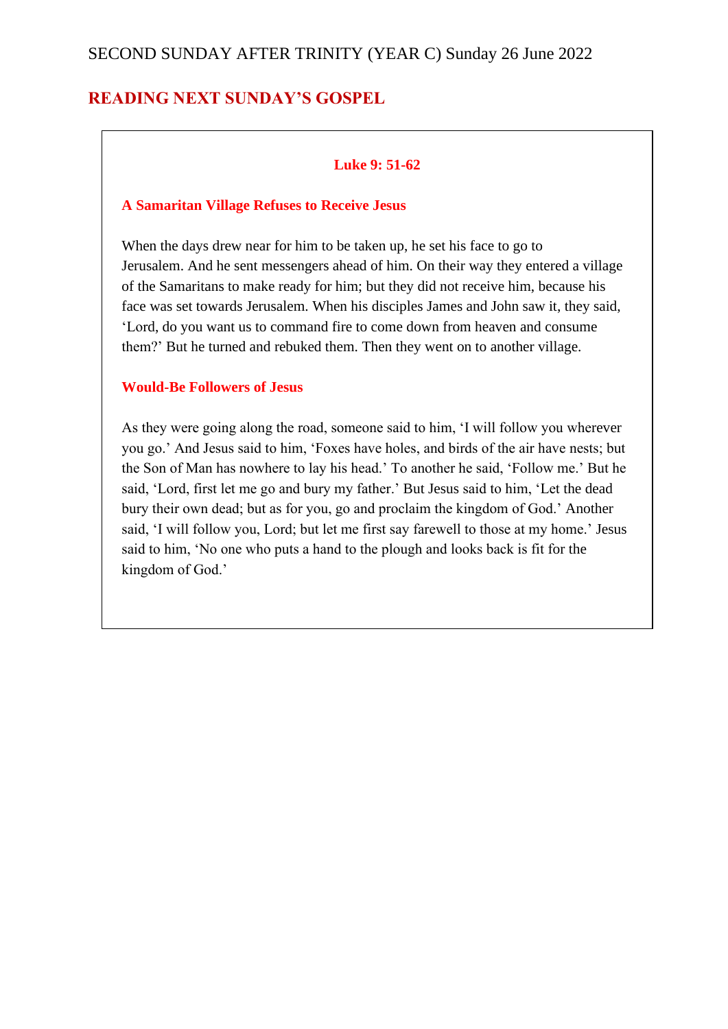SECOND SUNDAY AFTER TRINITY (YEAR C) Sunday 26 June 2022

## READING NEXT SUNDAY'S GOSPEL

**Luke 9: 51-62**

### A Samaritan Village Refuses to Receive Jesus

When the days drew near for him to be taken up, he set his face to go to Jerusalem. And he sent messengers ahead of him. On their way they entered a village of the Samaritans to make ready for him; but they did not receive him, because his face was set towards Jerusalem. When his disciples James and John saw it, they said, 'Lord, do you want us to command fire to come down from heaven and consume them?' But he turned and rebuked them. Then they went on to another village.

### Would-Be Followers of Jesus

As they were going along the road, someone said to him, 'I will follow you wherever you go.' And Jesus said to him, 'Foxes have holes, and birds of the air have nests; but the Son of Man has nowhere to lay his head.' To another he said, 'Follow me.' But he said, 'Lord, first let me go and bury my father.' But Jesus said to him, 'Let the dead bury their own dead; but as for you, go and proclaim the kingdom of God.' Another said, 'I will follow you, Lord; but let me first say farewell to those at my home.' Jesus said to him, 'No one who puts a hand to the plough and looks back is fit for the kingdom of God.'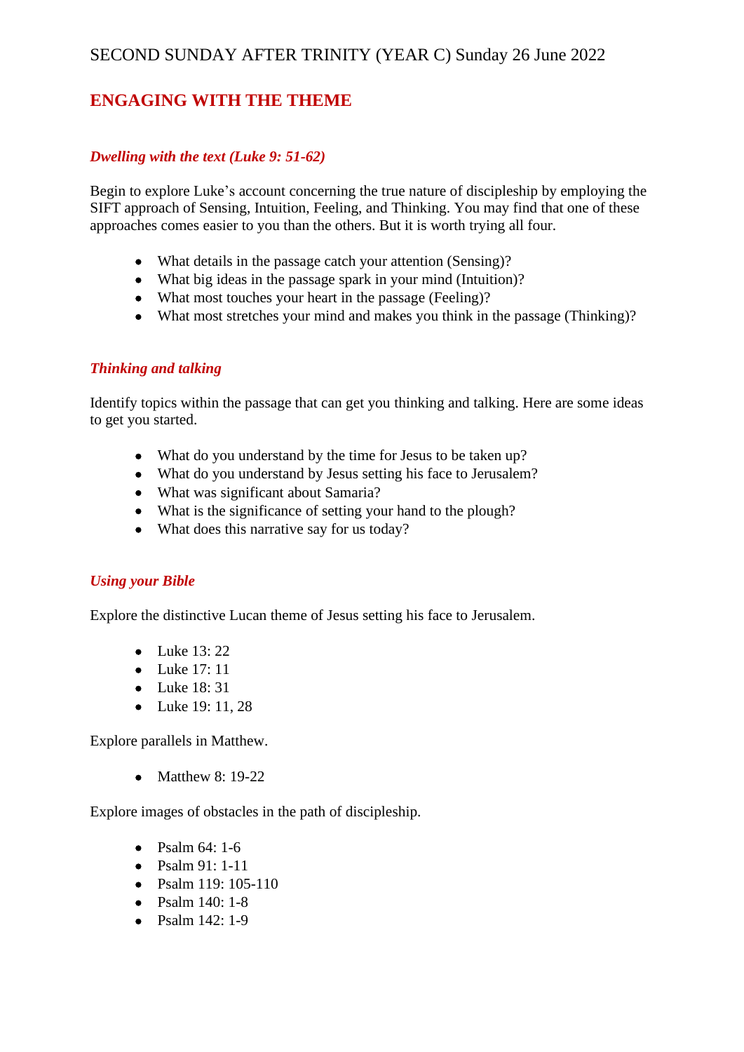SECOND SUNDAY AFTER TRINITY (YEAR C) Sunday 26 June 2022

## ENGAGING WITH THE THEME

### *Dwelling with the text (Luke 9: 51-62)*

Begin to explore Luke's account concerning the true nature of discipleship by employing the SIFT approach of Sensing, Intuition, Feeling, and Thinking. You may find that one of these approaches comes easier to you than the others. But it is worth trying all four.

- What details in the passage catch your attention (Sensing)?
- What big ideas in the passage spark in your mind (Intuition)?
- What most touches your heart in the passage (Feeling)?
- What most stretches your mind and makes you think in the passage (Thinking)?

### *Thinking and talking*

Identify topics within the passage that can get you thinking and talking. Here are some ideas to get you started.

- What do you understand by the time for Jesus to be taken up?
- What do you understand by Jesus setting his face to Jerusalem?
- What was significant about Samaria?
- What is the significance of setting your hand to the plough?
- What does this narrative say for us today?

### *Using your Bible*

Explore the distinctive Lucan theme of Jesus setting his face to Jerusalem.

- Luke 13: 22
- Luke 17: 11
- Luke 18: 31
- Luke 19: 11, 28

Explore parallels in Matthew.

- Matthew 8: 19-22

Explore images of obstacles in the path of discipleship.

- Psalm 64: 1-6
- Psalm 91: 1-11
- Psalm 119: 105-110
- Psalm 140: 1-8
- Psalm 142: 1-9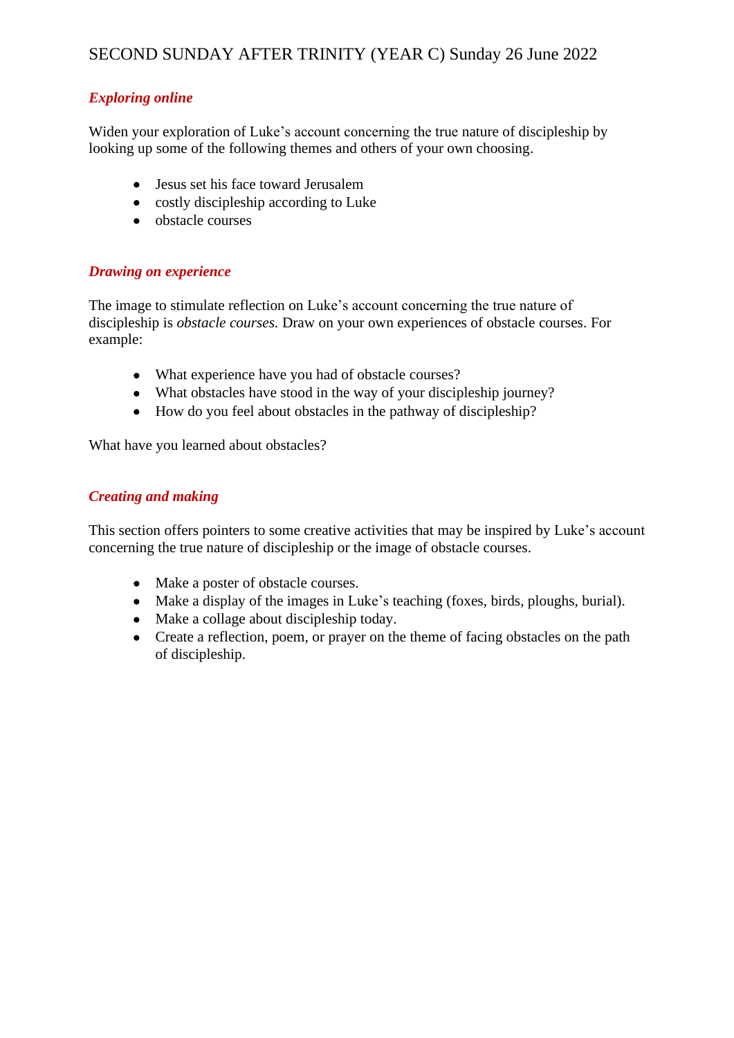SECOND SUNDAY AFTER TRINITY (YEAR C) Sunday 26 June 2022

### *Exploring online*

Widen your exploration of Luke's account concerning the true nature of discipleship by looking up some of the following themes and others of your own choosing.

- Jesus set his face toward Jerusalem
- costly discipleship according to Luke
- obstacle courses

### *Drawing on experience*

The image to stimulate reflection on Luke's account concerning the true nature of discipleship is *obstacle courses.* Draw on your own experiences of obstacle courses. For example:

- What experience have you had of obstacle courses?
- What obstacles have stood in the way of your discipleship journey?
- How do you feel about obstacles in the pathway of discipleship?

What have you learned about obstacles?

### *Creating and making*

This section offers pointers to some creative activities that may be inspired by Luke's account concerning the true nature of discipleship or the image of obstacle courses.

- Make a poster of obstacle courses.
- Make a display of the images in Luke's teaching (foxes, birds, ploughs, burial).
- Make a collage about discipleship today.
- Create a reflection, poem, or prayer on the theme of facing obstacles on the path of discipleship.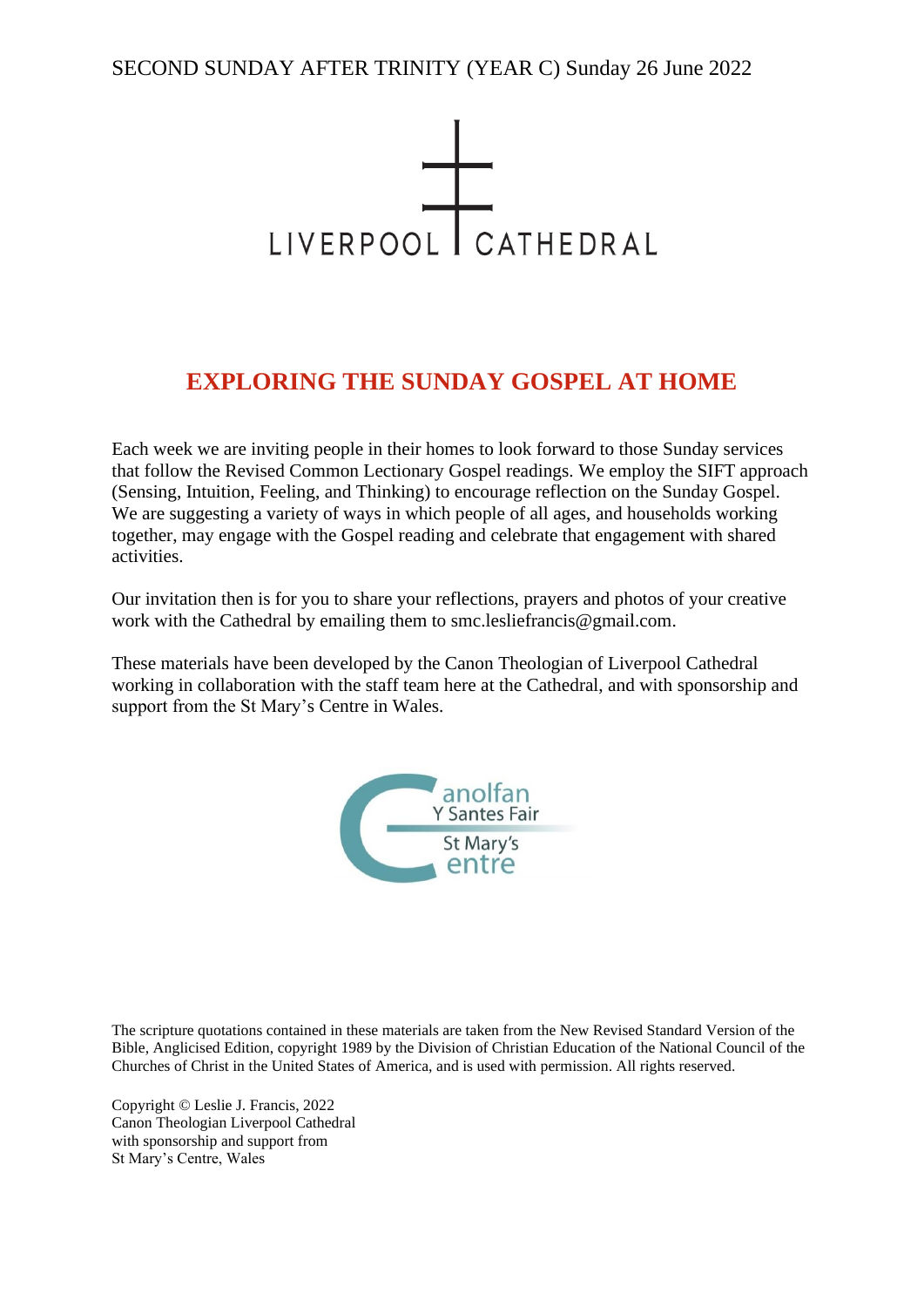SECOND SUNDAY AFTER TRINITY (YEAR C) Sunday 26 June 2022

LIVERPOOL CATHEDRAL

# EXPLORING THE SUNDAY GOSPEL AT HOME

Each week we are inviting people in their homes to look forward to those Sunday services that follow the Revised Common Lectionary Gospel readings. We employ the SIFT approach (Sensing, Intuition, Feeling, and Thinking) to encourage reflection on the Sunday Gospel. We are suggesting a variety of ways in which people of all ages, and households working together, may engage with the Gospel reading and celebrate that engagement with shared activities.

Our invitation then is for you to share your reflections, prayers and photos of your creative work with the Cathedral by emailing them to smc.lesliefrancis@gmail.com.

These materials have been developed by the Canon Theologian of Liverpool Cathedral working in collaboration with the staff team here at the Cathedral, and with sponsorship and support from the St Mary's Centre in Wales.

Canolfan Y Santes Fair
St Mary's Centre

The scripture quotations contained in these materials are taken from the New Revised Standard Version of the Bible, Anglicised Edition, copyright 1989 by the Division of Christian Education of the National Council of the Churches of Christ in the United States of America, and is used with permission. All rights reserved.

Copyright © Leslie J. Francis, 2022
Canon Theologian Liverpool Cathedral
with sponsorship and support from
St Mary's Centre, Wales